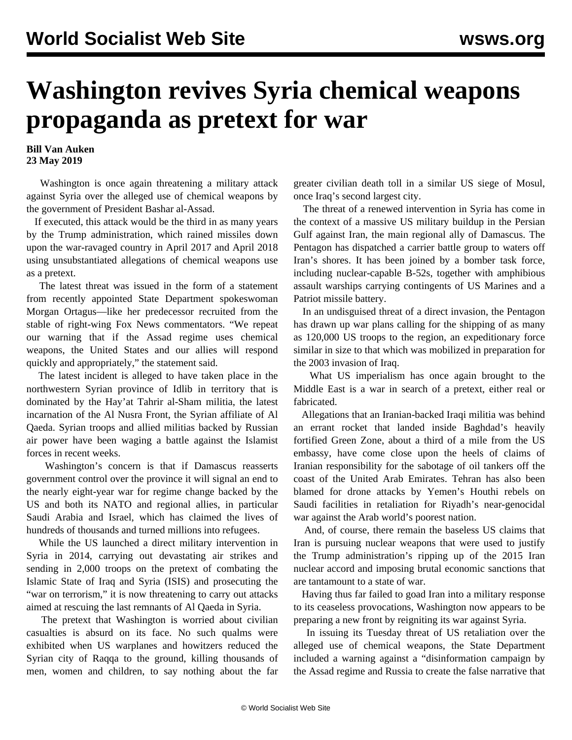# Washington revives Syria chemical weapons propaganda as pretext for war

**Bill Van Auken**
**23 May 2019**

Washington is once again threatening a military attack against Syria over the alleged use of chemical weapons by the government of President Bashar al-Assad.

If executed, this attack would be the third in as many years by the Trump administration, which rained missiles down upon the war-ravaged country in April 2017 and April 2018 using unsubstantiated allegations of chemical weapons use as a pretext.

The latest threat was issued in the form of a statement from recently appointed State Department spokeswoman Morgan Ortagus—like her predecessor recruited from the stable of right-wing Fox News commentators. "We repeat our warning that if the Assad regime uses chemical weapons, the United States and our allies will respond quickly and appropriately," the statement said.

The latest incident is alleged to have taken place in the northwestern Syrian province of Idlib in territory that is dominated by the Hay'at Tahrir al-Sham militia, the latest incarnation of the Al Nusra Front, the Syrian affiliate of Al Qaeda. Syrian troops and allied militias backed by Russian air power have been waging a battle against the Islamist forces in recent weeks.

Washington's concern is that if Damascus reasserts government control over the province it will signal an end to the nearly eight-year war for regime change backed by the US and both its NATO and regional allies, in particular Saudi Arabia and Israel, which has claimed the lives of hundreds of thousands and turned millions into refugees.

While the US launched a direct military intervention in Syria in 2014, carrying out devastating air strikes and sending in 2,000 troops on the pretext of combating the Islamic State of Iraq and Syria (ISIS) and prosecuting the "war on terrorism," it is now threatening to carry out attacks aimed at rescuing the last remnants of Al Qaeda in Syria.

The pretext that Washington is worried about civilian casualties is absurd on its face. No such qualms were exhibited when US warplanes and howitzers reduced the Syrian city of Raqqa to the ground, killing thousands of men, women and children, to say nothing about the far greater civilian death toll in a similar US siege of Mosul, once Iraq's second largest city.

The threat of a renewed intervention in Syria has come in the context of a massive US military buildup in the Persian Gulf against Iran, the main regional ally of Damascus. The Pentagon has dispatched a carrier battle group to waters off Iran's shores. It has been joined by a bomber task force, including nuclear-capable B-52s, together with amphibious assault warships carrying contingents of US Marines and a Patriot missile battery.

In an undisguised threat of a direct invasion, the Pentagon has drawn up war plans calling for the shipping of as many as 120,000 US troops to the region, an expeditionary force similar in size to that which was mobilized in preparation for the 2003 invasion of Iraq.

What US imperialism has once again brought to the Middle East is a war in search of a pretext, either real or fabricated.

Allegations that an Iranian-backed Iraqi militia was behind an errant rocket that landed inside Baghdad's heavily fortified Green Zone, about a third of a mile from the US embassy, have come close upon the heels of claims of Iranian responsibility for the sabotage of oil tankers off the coast of the United Arab Emirates. Tehran has also been blamed for drone attacks by Yemen's Houthi rebels on Saudi facilities in retaliation for Riyadh's near-genocidal war against the Arab world's poorest nation.

And, of course, there remain the baseless US claims that Iran is pursuing nuclear weapons that were used to justify the Trump administration's ripping up of the 2015 Iran nuclear accord and imposing brutal economic sanctions that are tantamount to a state of war.

Having thus far failed to goad Iran into a military response to its ceaseless provocations, Washington now appears to be preparing a new front by reigniting its war against Syria.

In issuing its Tuesday threat of US retaliation over the alleged use of chemical weapons, the State Department included a warning against a "disinformation campaign by the Assad regime and Russia to create the false narrative that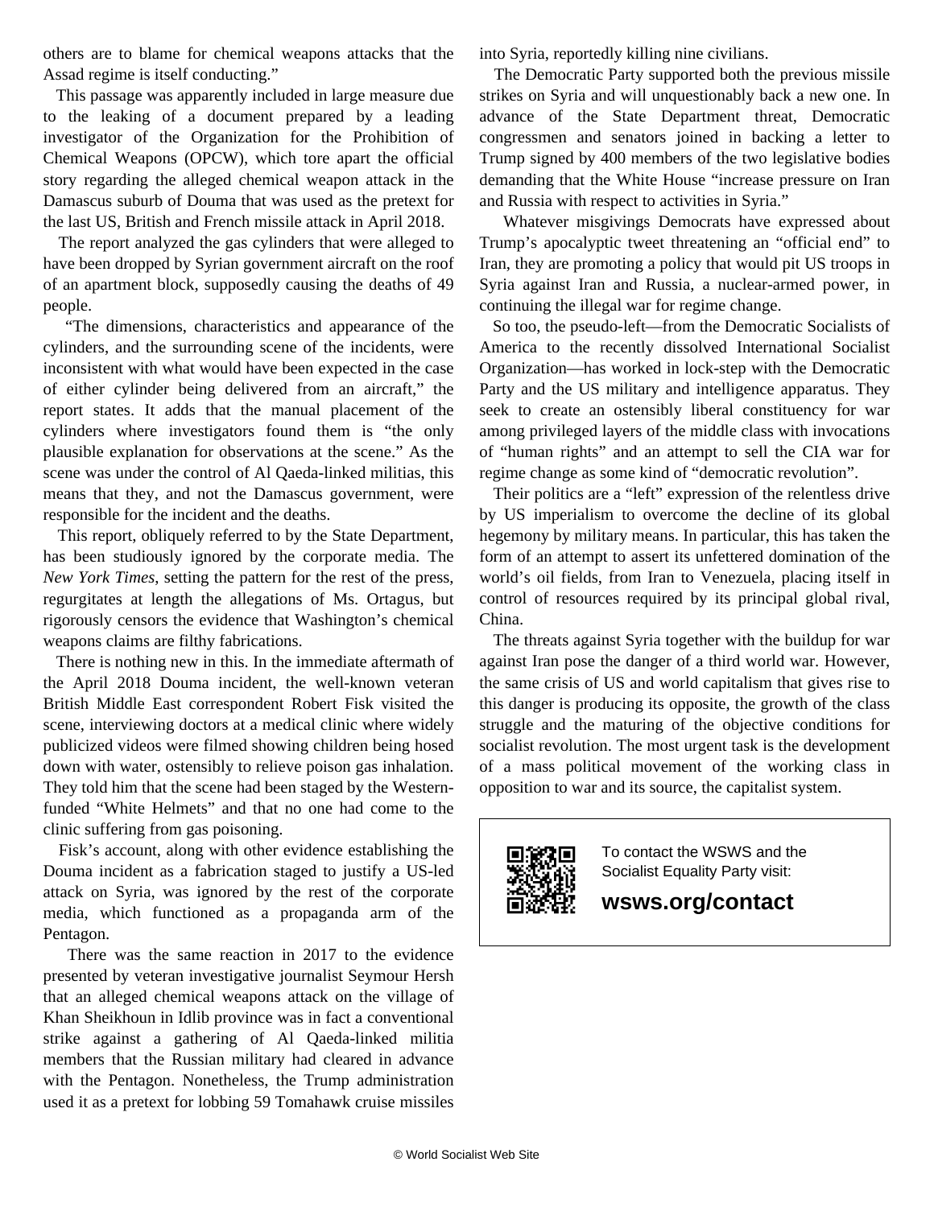others are to blame for chemical weapons attacks that the Assad regime is itself conducting."

This passage was apparently included in large measure due to the leaking of a document prepared by a leading investigator of the Organization for the Prohibition of Chemical Weapons (OPCW), which tore apart the official story regarding the alleged chemical weapon attack in the Damascus suburb of Douma that was used as the pretext for the last US, British and French missile attack in April 2018.

The report analyzed the gas cylinders that were alleged to have been dropped by Syrian government aircraft on the roof of an apartment block, supposedly causing the deaths of 49 people.

"The dimensions, characteristics and appearance of the cylinders, and the surrounding scene of the incidents, were inconsistent with what would have been expected in the case of either cylinder being delivered from an aircraft," the report states. It adds that the manual placement of the cylinders where investigators found them is "the only plausible explanation for observations at the scene." As the scene was under the control of Al Qaeda-linked militias, this means that they, and not the Damascus government, were responsible for the incident and the deaths.

This report, obliquely referred to by the State Department, has been studiously ignored by the corporate media. The *New York Times*, setting the pattern for the rest of the press, regurgitates at length the allegations of Ms. Ortagus, but rigorously censors the evidence that Washington's chemical weapons claims are filthy fabrications.

There is nothing new in this. In the immediate aftermath of the April 2018 Douma incident, the well-known veteran British Middle East correspondent Robert Fisk visited the scene, interviewing doctors at a medical clinic where widely publicized videos were filmed showing children being hosed down with water, ostensibly to relieve poison gas inhalation. They told him that the scene had been staged by the Western-funded "White Helmets" and that no one had come to the clinic suffering from gas poisoning.

Fisk's account, along with other evidence establishing the Douma incident as a fabrication staged to justify a US-led attack on Syria, was ignored by the rest of the corporate media, which functioned as a propaganda arm of the Pentagon.

There was the same reaction in 2017 to the evidence presented by veteran investigative journalist Seymour Hersh that an alleged chemical weapons attack on the village of Khan Sheikhoun in Idlib province was in fact a conventional strike against a gathering of Al Qaeda-linked militia members that the Russian military had cleared in advance with the Pentagon. Nonetheless, the Trump administration used it as a pretext for lobbing 59 Tomahawk cruise missiles into Syria, reportedly killing nine civilians.

The Democratic Party supported both the previous missile strikes on Syria and will unquestionably back a new one. In advance of the State Department threat, Democratic congressmen and senators joined in backing a letter to Trump signed by 400 members of the two legislative bodies demanding that the White House "increase pressure on Iran and Russia with respect to activities in Syria."

Whatever misgivings Democrats have expressed about Trump's apocalyptic tweet threatening an "official end" to Iran, they are promoting a policy that would pit US troops in Syria against Iran and Russia, a nuclear-armed power, in continuing the illegal war for regime change.

So too, the pseudo-left—from the Democratic Socialists of America to the recently dissolved International Socialist Organization—has worked in lock-step with the Democratic Party and the US military and intelligence apparatus. They seek to create an ostensibly liberal constituency for war among privileged layers of the middle class with invocations of "human rights" and an attempt to sell the CIA war for regime change as some kind of "democratic revolution".

Their politics are a "left" expression of the relentless drive by US imperialism to overcome the decline of its global hegemony by military means. In particular, this has taken the form of an attempt to assert its unfettered domination of the world's oil fields, from Iran to Venezuela, placing itself in control of resources required by its principal global rival, China.

The threats against Syria together with the buildup for war against Iran pose the danger of a third world war. However, the same crisis of US and world capitalism that gives rise to this danger is producing its opposite, the growth of the class struggle and the maturing of the objective conditions for socialist revolution. The most urgent task is the development of a mass political movement of the working class in opposition to war and its source, the capitalist system.

To contact the WSWS and the Socialist Equality Party visit:

**wsws.org/contact**